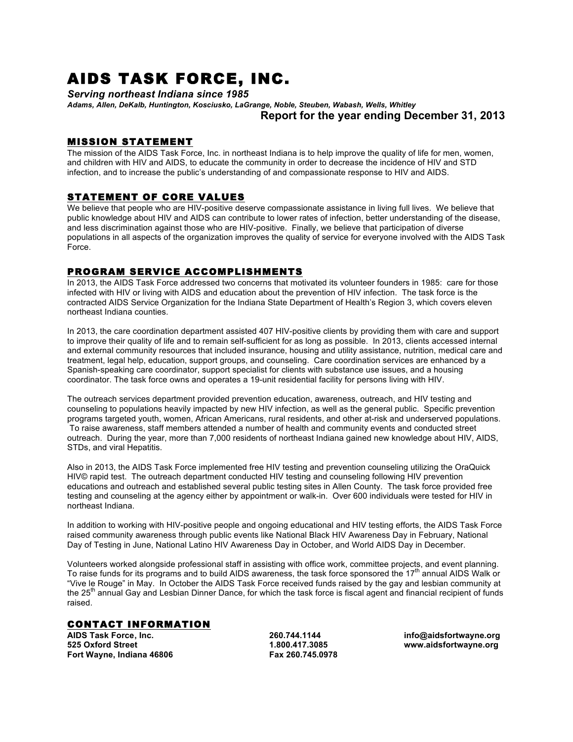# AIDS TASK FORCE, INC.

***Serving northeast Indiana since 1985***

***Adams, Allen, DeKalb, Huntington, Kosciusko, LaGrange, Noble, Steuben, Wabash, Wells, Whitley***

**Report for the year ending December 31, 2013**

## MISSION STATEMENT

The mission of the AIDS Task Force, Inc. in northeast Indiana is to help improve the quality of life for men, women, and children with HIV and AIDS, to educate the community in order to decrease the incidence of HIV and STD infection, and to increase the public's understanding of and compassionate response to HIV and AIDS.

## STATEMENT OF CORE VALUES

We believe that people who are HIV-positive deserve compassionate assistance in living full lives. We believe that public knowledge about HIV and AIDS can contribute to lower rates of infection, better understanding of the disease, and less discrimination against those who are HIV-positive. Finally, we believe that participation of diverse populations in all aspects of the organization improves the quality of service for everyone involved with the AIDS Task Force.

## PROGRAM SERVICE ACCOMPLISHMENTS

In 2013, the AIDS Task Force addressed two concerns that motivated its volunteer founders in 1985: care for those infected with HIV or living with AIDS and education about the prevention of HIV infection. The task force is the contracted AIDS Service Organization for the Indiana State Department of Health's Region 3, which covers eleven northeast Indiana counties.

In 2013, the care coordination department assisted 407 HIV-positive clients by providing them with care and support to improve their quality of life and to remain self-sufficient for as long as possible. In 2013, clients accessed internal and external community resources that included insurance, housing and utility assistance, nutrition, medical care and treatment, legal help, education, support groups, and counseling. Care coordination services are enhanced by a Spanish-speaking care coordinator, support specialist for clients with substance use issues, and a housing coordinator. The task force owns and operates a 19-unit residential facility for persons living with HIV.

The outreach services department provided prevention education, awareness, outreach, and HIV testing and counseling to populations heavily impacted by new HIV infection, as well as the general public. Specific prevention programs targeted youth, women, African Americans, rural residents, and other at-risk and underserved populations. To raise awareness, staff members attended a number of health and community events and conducted street outreach. During the year, more than 7,000 residents of northeast Indiana gained new knowledge about HIV, AIDS, STDs, and viral Hepatitis.

Also in 2013, the AIDS Task Force implemented free HIV testing and prevention counseling utilizing the OraQuick HIV© rapid test. The outreach department conducted HIV testing and counseling following HIV prevention educations and outreach and established several public testing sites in Allen County. The task force provided free testing and counseling at the agency either by appointment or walk-in. Over 600 individuals were tested for HIV in northeast Indiana.

In addition to working with HIV-positive people and ongoing educational and HIV testing efforts, the AIDS Task Force raised community awareness through public events like National Black HIV Awareness Day in February, National Day of Testing in June, National Latino HIV Awareness Day in October, and World AIDS Day in December.

Volunteers worked alongside professional staff in assisting with office work, committee projects, and event planning. To raise funds for its programs and to build AIDS awareness, the task force sponsored the 17th annual AIDS Walk or "Vive le Rouge" in May. In October the AIDS Task Force received funds raised by the gay and lesbian community at the 25th annual Gay and Lesbian Dinner Dance, for which the task force is fiscal agent and financial recipient of funds raised.

## CONTACT INFORMATION

**AIDS Task Force, Inc.**
**525 Oxford Street**
**Fort Wayne, Indiana 46806**

**260.744.1144**
**1.800.417.3085**
**Fax 260.745.0978**

**info@aidsfortwayne.org**
**www.aidsfortwayne.org**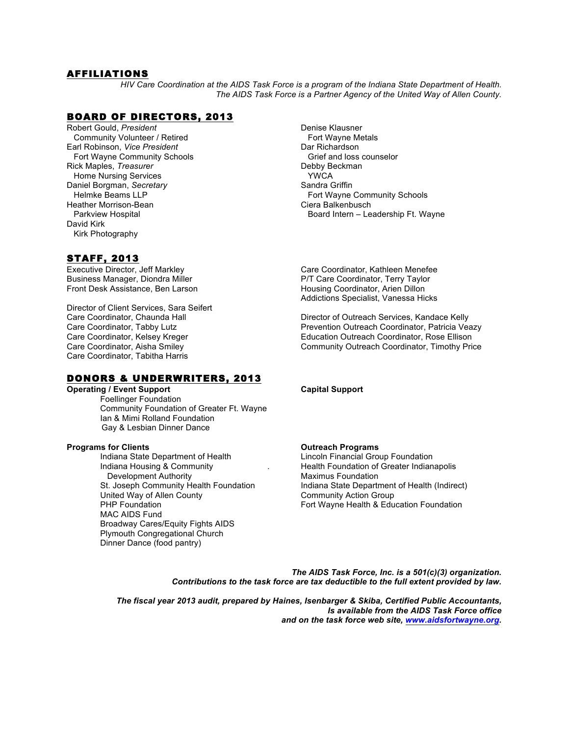## AFFILIATIONS

*HIV Care Coordination at the AIDS Task Force is a program of the Indiana State Department of Health.*
*The AIDS Task Force is a Partner Agency of the United Way of Allen County.*

## BOARD OF DIRECTORS, 2013

Robert Gould, *President*
Community Volunteer / Retired
Earl Robinson, *Vice President*
Fort Wayne Community Schools
Rick Maples, *Treasurer*
Home Nursing Services
Daniel Borgman, *Secretary*
Helmke Beams LLP
Heather Morrison-Bean
Parkview Hospital
David Kirk
Kirk Photography

Denise Klausner
Fort Wayne Metals
Dar Richardson
Grief and loss counselor
Debby Beckman
YWCA
Sandra Griffin
Fort Wayne Community Schools
Ciera Balkenbusch
Board Intern – Leadership Ft. Wayne

## STAFF, 2013

Executive Director, Jeff Markley
Business Manager, Diondra Miller
Front Desk Assistance, Ben Larson

Director of Client Services, Sara Seifert
Care Coordinator, Chaunda Hall
Care Coordinator, Tabby Lutz
Care Coordinator, Kelsey Kreger
Care Coordinator, Aisha Smiley
Care Coordinator, Tabitha Harris

Care Coordinator, Kathleen Menefee
P/T Care Coordinator, Terry Taylor
Housing Coordinator, Arien Dillon
Addictions Specialist, Vanessa Hicks

Director of Outreach Services, Kandace Kelly
Prevention Outreach Coordinator, Patricia Veazy
Education Outreach Coordinator, Rose Ellison
Community Outreach Coordinator, Timothy Price

## DONORS & UNDERWRITERS, 2013

**Operating / Event Support**
Foellinger Foundation
Community Foundation of Greater Ft. Wayne
Ian & Mimi Rolland Foundation
Gay & Lesbian Dinner Dance

**Capital Support**

**Programs for Clients**
Indiana State Department of Health
Indiana Housing & Community Development Authority
St. Joseph Community Health Foundation
United Way of Allen County
PHP Foundation
MAC AIDS Fund
Broadway Cares/Equity Fights AIDS
Plymouth Congregational Church
Dinner Dance (food pantry)

**Outreach Programs**
Lincoln Financial Group Foundation
Health Foundation of Greater Indianapolis
Maximus Foundation
Indiana State Department of Health (Indirect)
Community Action Group
Fort Wayne Health & Education Foundation

***The AIDS Task Force, Inc. is a 501(c)(3) organization.***
***Contributions to the task force are tax deductible to the full extent provided by law.***

***The fiscal year 2013 audit, prepared by Haines, Isenbarger & Skiba, Certified Public Accountants, Is available from the AIDS Task Force office and on the task force web site, [www.aidsfortwayne.org](http://www.aidsfortwayne.org).***